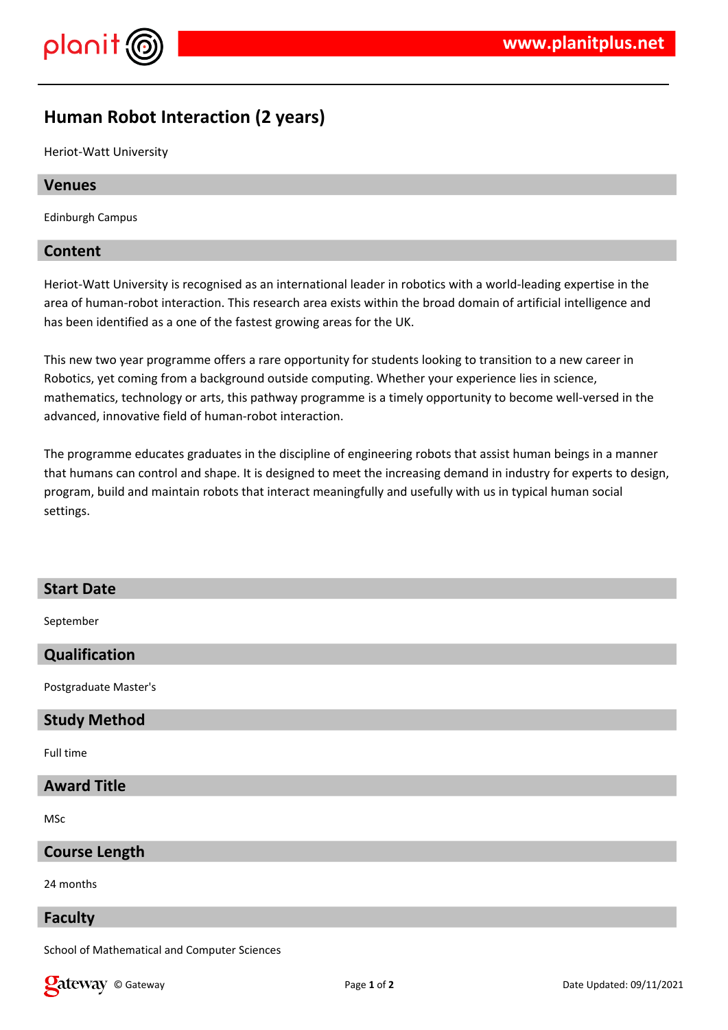# Human Robot Interaction (2 years)

Heriot-Watt University

## Venues

Edinburgh Campus

## Content

Heriot-Watt University is recognised as an international leader in robotics with a world-leading expertise in the area of human-robot interaction. This research area exists within the broad domain of artificial intelligence and has been identified as a one of the fastest growing areas for the UK.

This new two year programme offers a rare opportunity for students looking to transition to a new career in Robotics, yet coming from a background outside computing. Whether your experience lies in science, mathematics, technology or arts, this pathway programme is a timely opportunity to become well-versed in the advanced, innovative field of human-robot interaction.

The programme educates graduates in the discipline of engineering robots that assist human beings in a manner that humans can control and shape. It is designed to meet the increasing demand in industry for experts to design, program, build and maintain robots that interact meaningfully and usefully with us in typical human social settings.

## Start Date

September

## Qualification

Postgraduate Master's

## Study Method

Full time

## Award Title

MSc

## Course Length

24 months

## Faculty

School of Mathematical and Computer Sciences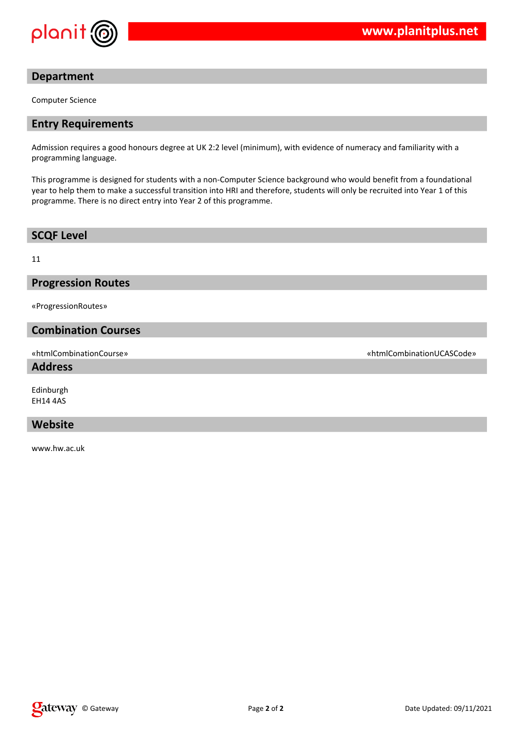## Department

Computer Science

## Entry Requirements

Admission requires a good honours degree at UK 2:2 level (minimum), with evidence of numeracy and familiarity with a programming language.

This programme is designed for students with a non-Computer Science background who would benefit from a foundational year to help them to make a successful transition into HRI and therefore, students will only be recruited into Year 1 of this programme. There is no direct entry into Year 2 of this programme.

## SCQF Level

11

## Progression Routes

«ProgressionRoutes»

## Combination Courses

«htmlCombinationCourse» «htmlCombinationUCASCode»

## Address

Edinburgh
EH14 4AS

## Website

www.hw.ac.uk